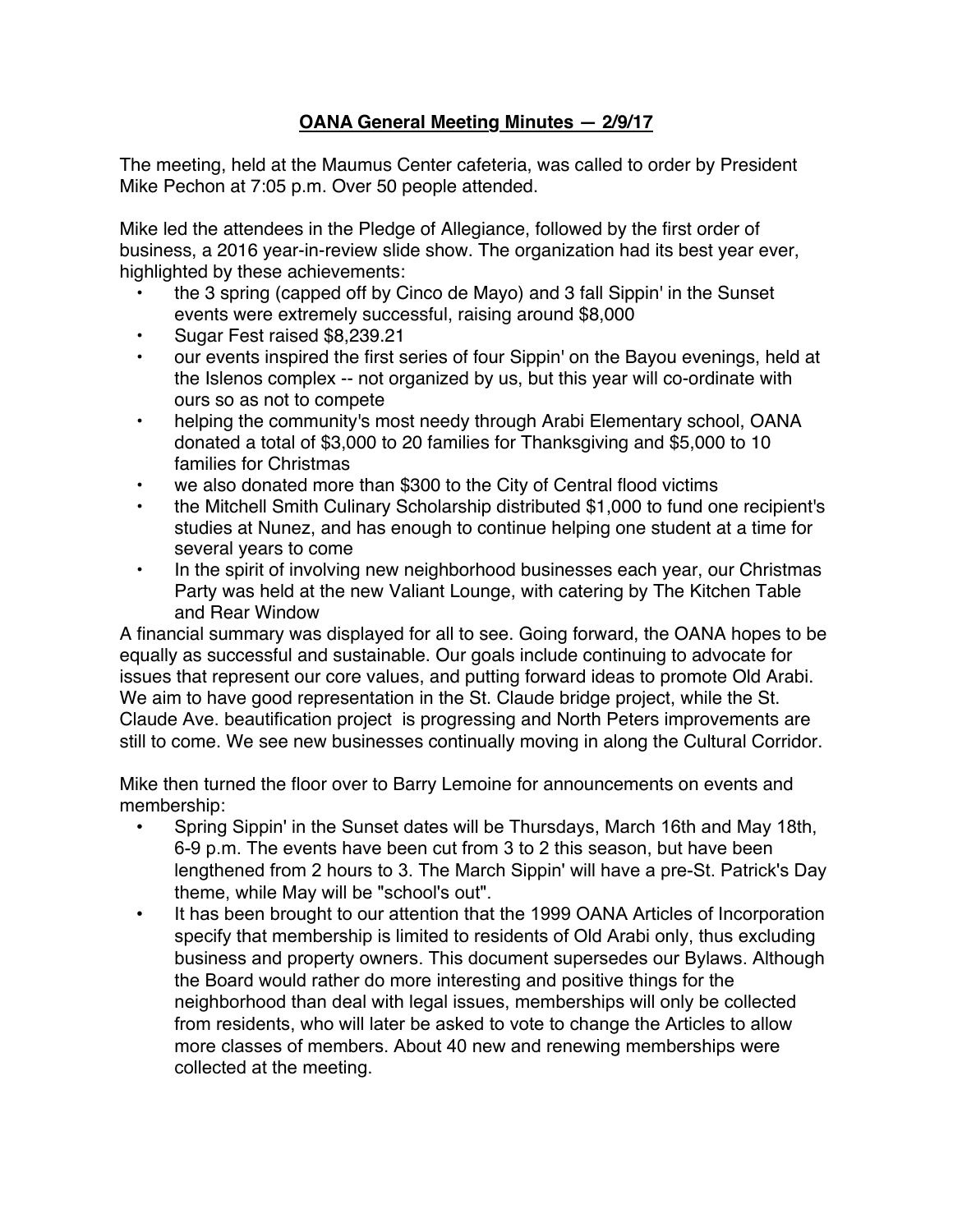# <u>OANA General Meeting Minutes — 2/9/17</u>

The meeting, held at the Maumus Center cafeteria, was called to order by President Mike Pechon at 7:05 p.m. Over 50 people attended.

Mike led the attendees in the Pledge of Allegiance, followed by the first order of business, a 2016 year-in-review slide show. The organization had its best year ever, highlighted by these achievements:

- the 3 spring (capped off by Cinco de Mayo) and 3 fall Sippin' in the Sunset events were extremely successful, raising around $8,000
- Sugar Fest raised $8,239.21
- our events inspired the first series of four Sippin' on the Bayou evenings, held at the Islenos complex -- not organized by us, but this year will co-ordinate with ours so as not to compete
- helping the community's most needy through Arabi Elementary school, OANA donated a total of $3,000 to 20 families for Thanksgiving and $5,000 to 10 families for Christmas
- we also donated more than $300 to the City of Central flood victims
- the Mitchell Smith Culinary Scholarship distributed $1,000 to fund one recipient's studies at Nunez, and has enough to continue helping one student at a time for several years to come
- In the spirit of involving new neighborhood businesses each year, our Christmas Party was held at the new Valiant Lounge, with catering by The Kitchen Table and Rear Window

A financial summary was displayed for all to see. Going forward, the OANA hopes to be equally as successful and sustainable. Our goals include continuing to advocate for issues that represent our core values, and putting forward ideas to promote Old Arabi. We aim to have good representation in the St. Claude bridge project, while the St. Claude Ave. beautification project is progressing and North Peters improvements are still to come. We see new businesses continually moving in along the Cultural Corridor.

Mike then turned the floor over to Barry Lemoine for announcements on events and membership:

- Spring Sippin' in the Sunset dates will be Thursdays, March 16th and May 18th, 6-9 p.m. The events have been cut from 3 to 2 this season, but have been lengthened from 2 hours to 3. The March Sippin' will have a pre-St. Patrick's Day theme, while May will be "school's out".
- It has been brought to our attention that the 1999 OANA Articles of Incorporation specify that membership is limited to residents of Old Arabi only, thus excluding business and property owners. This document supersedes our Bylaws. Although the Board would rather do more interesting and positive things for the neighborhood than deal with legal issues, memberships will only be collected from residents, who will later be asked to vote to change the Articles to allow more classes of members. About 40 new and renewing memberships were collected at the meeting.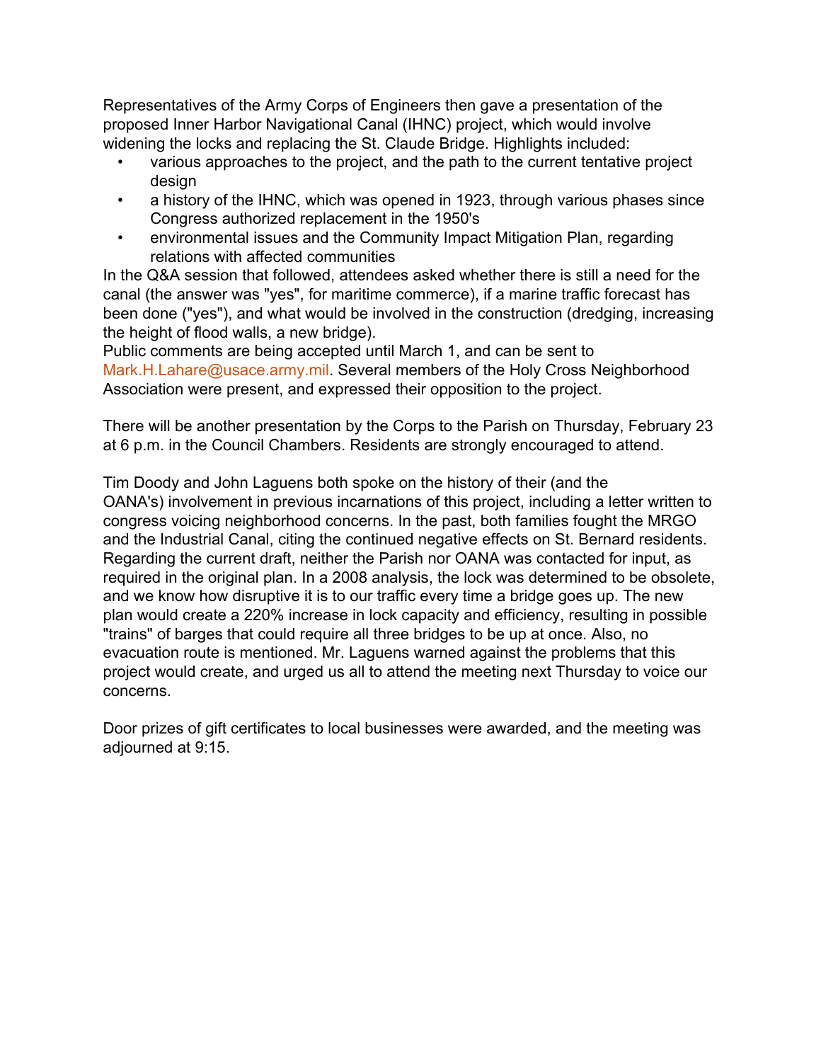Representatives of the Army Corps of Engineers then gave a presentation of the proposed Inner Harbor Navigational Canal (IHNC) project, which would involve widening the locks and replacing the St. Claude Bridge. Highlights included:

- various approaches to the project, and the path to the current tentative project design
- a history of the IHNC, which was opened in 1923, through various phases since Congress authorized replacement in the 1950's
- environmental issues and the Community Impact Mitigation Plan, regarding relations with affected communities

In the Q&A session that followed, attendees asked whether there is still a need for the canal (the answer was "yes", for maritime commerce), if a marine traffic forecast has been done ("yes"), and what would be involved in the construction (dredging, increasing the height of flood walls, a new bridge).

Public comments are being accepted until March 1, and can be sent to Mark.H.Lahare@usace.army.mil. Several members of the Holy Cross Neighborhood Association were present, and expressed their opposition to the project.

There will be another presentation by the Corps to the Parish on Thursday, February 23 at 6 p.m. in the Council Chambers. Residents are strongly encouraged to attend.

Tim Doody and John Laguens both spoke on the history of their (and the OANA's) involvement in previous incarnations of this project, including a letter written to congress voicing neighborhood concerns. In the past, both families fought the MRGO and the Industrial Canal, citing the continued negative effects on St. Bernard residents. Regarding the current draft, neither the Parish nor OANA was contacted for input, as required in the original plan. In a 2008 analysis, the lock was determined to be obsolete, and we know how disruptive it is to our traffic every time a bridge goes up. The new plan would create a 220% increase in lock capacity and efficiency, resulting in possible "trains" of barges that could require all three bridges to be up at once. Also, no evacuation route is mentioned. Mr. Laguens warned against the problems that this project would create, and urged us all to attend the meeting next Thursday to voice our concerns.

Door prizes of gift certificates to local businesses were awarded, and the meeting was adjourned at 9:15.